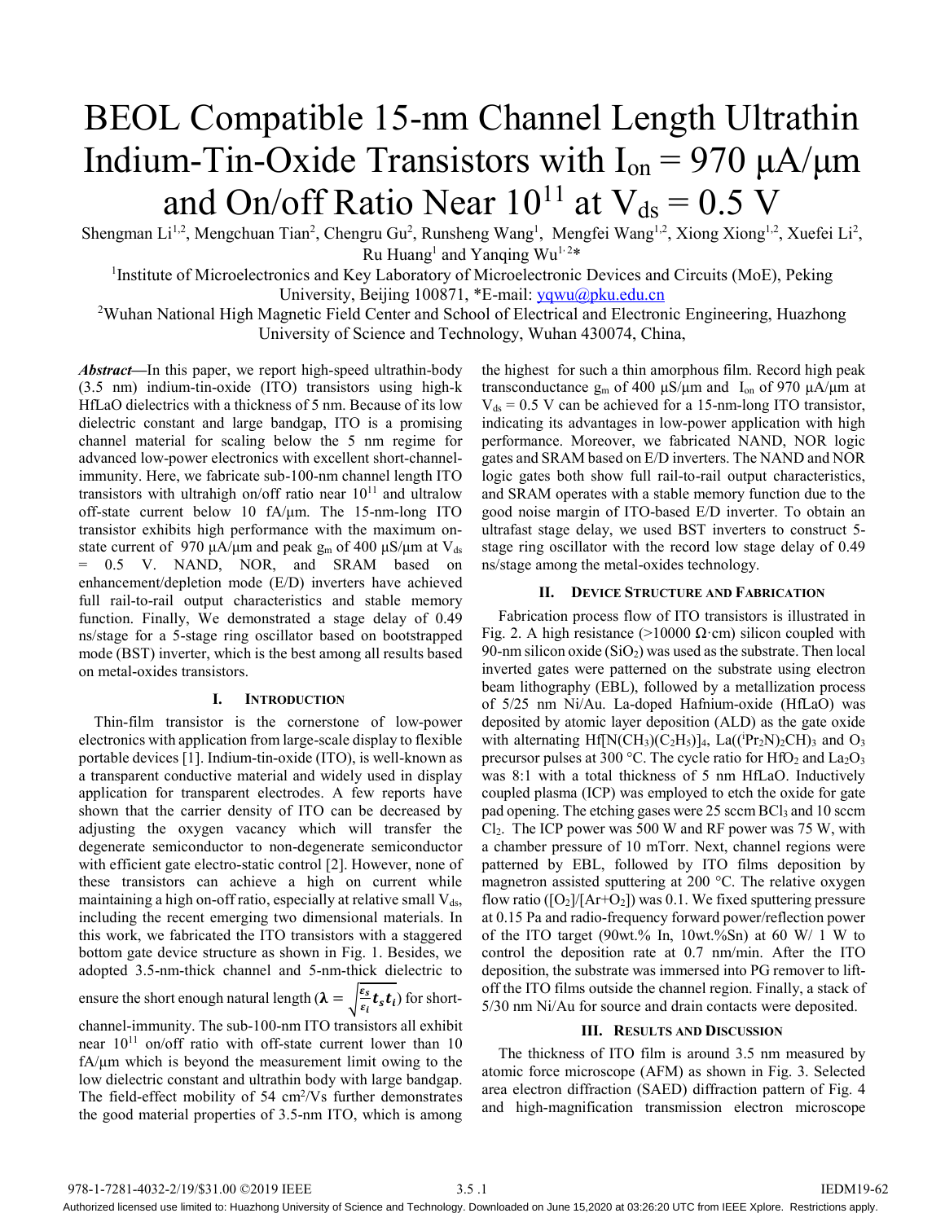# BEOL Compatible 15-nm Channel Length Ultrathin Indium-Tin-Oxide Transistors with $I_{on}$ = 970 μA/μm and On/off Ratio Near $10^{11}$ at $V_{ds}$ = 0.5 V

Shengman Li[1,2], Mengchuan Tian[2], Chengru Gu[2], Runsheng Wang[1], Mengfei Wang[1,2], Xiong Xiong[1,2], Xuefei Li[2], Ru Huang[1] and Yanqing Wu[1,2]*

[1]Institute of Microelectronics and Key Laboratory of Microelectronic Devices and Circuits (MoE), Peking University, Beijing 100871, *E-mail: yqwu@pku.edu.cn

[2]Wuhan National High Magnetic Field Center and School of Electrical and Electronic Engineering, Huazhong University of Science and Technology, Wuhan 430074, China,

***Abstract*****—**In this paper, we report high-speed ultrathin-body (3.5 nm) indium-tin-oxide (ITO) transistors using high-k HfLaO dielectrics with a thickness of 5 nm. Because of its low dielectric constant and large bandgap, ITO is a promising channel material for scaling below the 5 nm regime for advanced low-power electronics with excellent short-channel-immunity. Here, we fabricate sub-100-nm channel length ITO transistors with ultrahigh on/off ratio near $10^{11}$ and ultralow off-state current below 10 fA/μm. The 15-nm-long ITO transistor exhibits high performance with the maximum on-state current of 970 μA/μm and peak $g_m$ of 400 μS/μm at $V_{ds}$ = 0.5 V. NAND, NOR, and SRAM based on enhancement/depletion mode (E/D) inverters have achieved full rail-to-rail output characteristics and stable memory function. Finally, We demonstrated a stage delay of 0.49 ns/stage for a 5-stage ring oscillator based on bootstrapped mode (BST) inverter, which is the best among all results based on metal-oxides transistors.

## I. Introduction

Thin-film transistor is the cornerstone of low-power electronics with application from large-scale display to flexible portable devices [1]. Indium-tin-oxide (ITO), is well-known as a transparent conductive material and widely used in display application for transparent electrodes. A few reports have shown that the carrier density of ITO can be decreased by adjusting the oxygen vacancy which will transfer the degenerate semiconductor to non-degenerate semiconductor with efficient gate electro-static control [2]. However, none of these transistors can achieve a high on current while maintaining a high on-off ratio, especially at relative small $V_{ds}$, including the recent emerging two dimensional materials. In this work, we fabricated the ITO transistors with a staggered bottom gate device structure as shown in Fig. 1. Besides, we adopted 3.5-nm-thick channel and 5-nm-thick dielectric to ensure the short enough natural length ($\boldsymbol{\lambda} = \sqrt{\frac{\varepsilon_s}{\varepsilon_i} \boldsymbol{t_s t_i}}$) for short-channel-immunity. The sub-100-nm ITO transistors all exhibit near $10^{11}$ on/off ratio with off-state current lower than 10 fA/μm which is beyond the measurement limit owing to the low dielectric constant and ultrathin body with large bandgap. The field-effect mobility of 54 $cm^2$/Vs further demonstrates the good material properties of 3.5-nm ITO, which is among the highest for such a thin amorphous film. Record high peak transconductance $g_m$ of 400 μS/μm and $I_{on}$ of 970 μA/μm at $V_{ds}$ = 0.5 V can be achieved for a 15-nm-long ITO transistor, indicating its advantages in low-power application with high performance. Moreover, we fabricated NAND, NOR logic gates and SRAM based on E/D inverters. The NAND and NOR logic gates both show full rail-to-rail output characteristics, and SRAM operates with a stable memory function due to the good noise margin of ITO-based E/D inverter. To obtain an ultrafast stage delay, we used BST inverters to construct 5-stage ring oscillator with the record low stage delay of 0.49 ns/stage among the metal-oxides technology.

## II. Device Structure and Fabrication

Fabrication process flow of ITO transistors is illustrated in Fig. 2. A high resistance (>10000 Ω·cm) silicon coupled with 90-nm silicon oxide ($SiO_2$) was used as the substrate. Then local inverted gates were patterned on the substrate using electron beam lithography (EBL), followed by a metallization process of 5/25 nm Ni/Au. La-doped Hafnium-oxide (HfLaO) was deposited by atomic layer deposition (ALD) as the gate oxide with alternating $Hf[N(CH_3)(C_2H_5)]_4$, $La((^iPr_2N)_2CH)_3$ and $O_3$ precursor pulses at 300 °C. The cycle ratio for $HfO_2$ and $La_2O_3$ was 8:1 with a total thickness of 5 nm HfLaO. Inductively coupled plasma (ICP) was employed to etch the oxide for gate pad opening. The etching gases were 25 sccm $BCl_3$ and 10 sccm $Cl_2$. The ICP power was 500 W and RF power was 75 W, with a chamber pressure of 10 mTorr. Next, channel regions were patterned by EBL, followed by ITO films deposition by magnetron assisted sputtering at 200 °C. The relative oxygen flow ratio ($[O_2]/[Ar+O_2]$) was 0.1. We fixed sputtering pressure at 0.15 Pa and radio-frequency forward power/reflection power of the ITO target (90wt.% In, 10wt.%Sn) at 60 W/ 1 W to control the deposition rate at 0.7 nm/min. After the ITO deposition, the substrate was immersed into PG remover to lift-off the ITO films outside the channel region. Finally, a stack of 5/30 nm Ni/Au for source and drain contacts were deposited.

## III. Results and Discussion

The thickness of ITO film is around 3.5 nm measured by atomic force microscope (AFM) as shown in Fig. 3. Selected area electron diffraction (SAED) diffraction pattern of Fig. 4 and high-magnification transmission electron microscope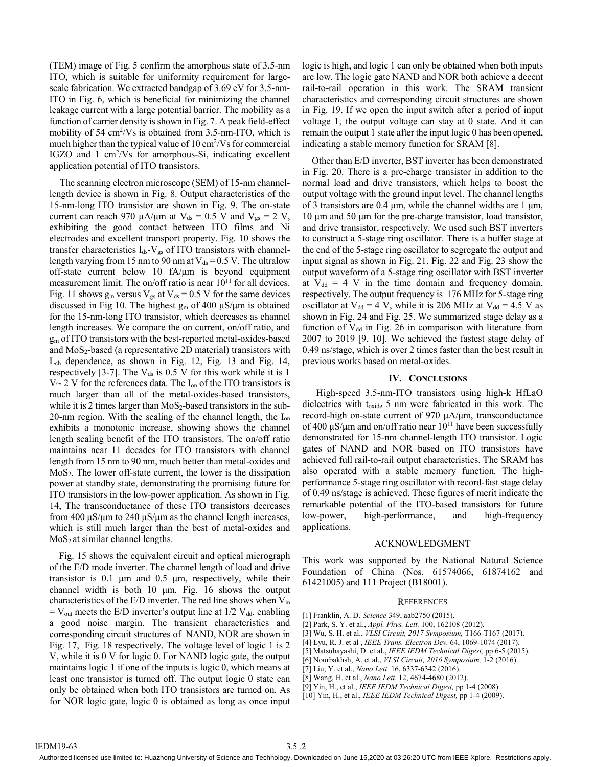(TEM) image of Fig. 5 confirm the amorphous state of 3.5-nm ITO, which is suitable for uniformity requirement for large-scale fabrication. We extracted bandgap of 3.69 eV for 3.5-nm-ITO in Fig. 6, which is beneficial for minimizing the channel leakage current with a large potential barrier. The mobility as a function of carrier density is shown in Fig. 7. A peak field-effect mobility of 54 $cm^2/Vs$ is obtained from 3.5-nm-ITO, which is much higher than the typical value of 10 $cm^2/Vs$ for commercial IGZO and 1 $cm^2/Vs$ for amorphous-Si, indicating excellent application potential of ITO transistors.

The scanning electron microscope (SEM) of 15-nm channel-length device is shown in Fig. 8. Output characteristics of the 15-nm-long ITO transistor are shown in Fig. 9. The on-state current can reach 970 μA/μm at $V_{ds}$ = 0.5 V and $V_{gs}$ = 2 V, exhibiting the good contact between ITO films and Ni electrodes and excellent transport property. Fig. 10 shows the transfer characteristics $I_{ds}$-$V_{gs}$ of ITO transistors with channel-length varying from 15 nm to 90 nm at $V_{ds}$ = 0.5 V. The ultralow off-state current below 10 fA/μm is beyond equipment measurement limit. The on/off ratio is near $10^{11}$ for all devices. Fig. 11 shows $g_m$ versus $V_{gs}$ at $V_{ds}$ = 0.5 V for the same devices discussed in Fig 10. The highest $g_m$ of 400 μS/μm is obtained for the 15-nm-long ITO transistor, which decreases as channel length increases. We compare the on current, on/off ratio, and $g_m$ of ITO transistors with the best-reported metal-oxides-based and $MoS_2$-based (a representative 2D material) transistors with $L_{ch}$ dependence, as shown in Fig. 12, Fig. 13 and Fig. 14, respectively [3-7]. The $V_{ds}$ is 0.5 V for this work while it is 1 V~ 2 V for the references data. The $I_{on}$ of the ITO transistors is much larger than all of the metal-oxides-based transistors, while it is 2 times larger than $MoS_2$-based transistors in the sub-20-nm region. With the scaling of the channel length, the $I_{on}$ exhibits a monotonic increase, showing shows the channel length scaling benefit of the ITO transistors. The on/off ratio maintains near 11 decades for ITO transistors with channel length from 15 nm to 90 nm, much better than metal-oxides and $MoS_2$. The lower off-state current, the lower is the dissipation power at standby state, demonstrating the promising future for ITO transistors in the low-power application. As shown in Fig. 14, The transconductance of these ITO transistors decreases from 400 μS/μm to 240 μS/μm as the channel length increases, which is still much larger than the best of metal-oxides and $MoS_2$ at similar channel lengths.

Fig. 15 shows the equivalent circuit and optical micrograph of the E/D mode inverter. The channel length of load and drive transistor is 0.1 μm and 0.5 μm, respectively, while their channel width is both 10 μm. Fig. 16 shows the output characteristics of the E/D inverter. The red line shows when $V_{in}$ = $V_{out}$ meets the E/D inverter's output line at 1/2 $V_{dd}$, enabling a good noise margin. The transient characteristics and corresponding circuit structures of NAND, NOR are shown in Fig. 17, Fig. 18 respectively. The voltage level of logic 1 is 2 V, while it is 0 V for logic 0. For NAND logic gate, the output maintains logic 1 if one of the inputs is logic 0, which means at least one transistor is turned off. The output logic 0 state can only be obtained when both ITO transistors are turned on. As for NOR logic gate, logic 0 is obtained as long as once input logic is high, and logic 1 can only be obtained when both inputs are low. The logic gate NAND and NOR both achieve a decent rail-to-rail operation in this work. The SRAM transient characteristics and corresponding circuit structures are shown in Fig. 19. If we open the input switch after a period of input voltage 1, the output voltage can stay at 0 state. And it can remain the output 1 state after the input logic 0 has been opened, indicating a stable memory function for SRAM [8].

Other than E/D inverter, BST inverter has been demonstrated in Fig. 20. There is a pre-charge transistor in addition to the normal load and drive transistors, which helps to boost the output voltage with the ground input level. The channel lengths of 3 transistors are 0.4 μm, while the channel widths are 1 μm, 10 μm and 50 μm for the pre-charge transistor, load transistor, and drive transistor, respectively. We used such BST inverters to construct a 5-stage ring oscillator. There is a buffer stage at the end of the 5-stage ring oscillator to segregate the output and input signal as shown in Fig. 21. Fig. 22 and Fig. 23 show the output waveform of a 5-stage ring oscillator with BST inverter at $V_{dd}$ = 4 V in the time domain and frequency domain, respectively. The output frequency is 176 MHz for 5-stage ring oscillator at $V_{dd}$ = 4 V, while it is 206 MHz at $V_{dd}$ = 4.5 V as shown in Fig. 24 and Fig. 25. We summarized stage delay as a function of $V_{dd}$ in Fig. 26 in comparison with literature from 2007 to 2019 [9, 10]. We achieved the fastest stage delay of 0.49 ns/stage, which is over 2 times faster than the best result in previous works based on metal-oxides.

## IV. Conclusions

High-speed 3.5-nm-ITO transistors using high-k HfLaO dielectrics with $t_{oxide}$ 5 nm were fabricated in this work. The record-high on-state current of 970 μA/μm, transconductance of 400 μS/μm and on/off ratio near $10^{11}$ have been successfully demonstrated for 15-nm channel-length ITO transistor. Logic gates of NAND and NOR based on ITO transistors have achieved full rail-to-rail output characteristics. The SRAM has also operated with a stable memory function. The high-performance 5-stage ring oscillator with record-fast stage delay of 0.49 ns/stage is achieved. These figures of merit indicate the remarkable potential of the ITO-based transistors for future low-power, high-performance, and high-frequency applications.

## Acknowledgment

This work was supported by the National Natural Science Foundation of China (Nos. 61574066, 61874162 and 61421005) and 111 Project (B18001).

## References

[1] Franklin, A. D. *Science* 349, aab2750 (2015).
[2] Park, S. Y. et al., *Appl. Phys. Lett.* 100, 162108 (2012).
[3] Wu, S. H. et al., *VLSI Circuit, 2017 Symposium,* T166-T167 (2017).
[4] Lyu, R. J. et al , *IEEE Trans. Electron Dev.* 64, 1069-1074 (2017).
[5] Matsubayashi, D. et al., *IEEE IEDM Technical Digest,* pp 6-5 (2015).
[6] Nourbakhsh, A. et al., *VLSI Circuit, 2016 Symposium,* 1-2 (2016).
[7] Liu, Y. et al., *Nano Lett* 16, 6337-6342 (2016).
[8] Wang, H. et al., *Nano Lett*. 12, 4674-4680 (2012).
[9] Yin, H., et al., *IEEE IEDM Technical Digest,* pp 1-4 (2008).
[10] Yin, H., et al., *IEEE IEDM Technical Digest,* pp 1-4 (2009).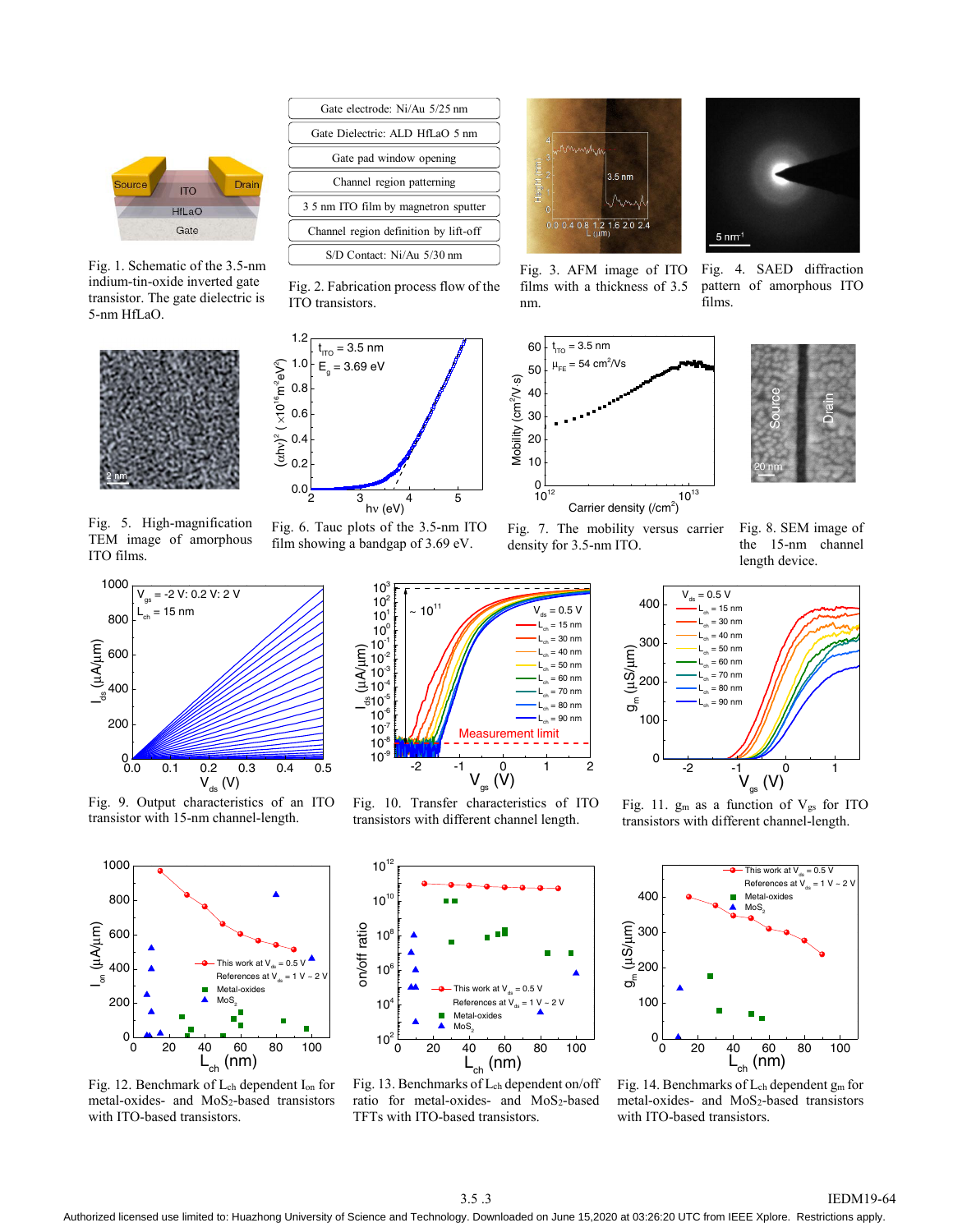Fig. 1. Schematic of the 3.5-nm indium-tin-oxide inverted gate transistor. The gate dielectric is 5-nm HfLaO.

| Fabrication process |
| --- |
| Gate electrode: Ni/Au 5/25 nm |
| Gate Dielectric: ALD HfLaO 5 nm |
| Gate pad window opening |
| Channel region patterning |
| 3.5 nm ITO film by magnetron sputter |
| Channel region definition by lift-off |
| S/D Contact: Ni/Au 5/30 nm |

Fig. 2. Fabrication process flow of the ITO transistors.

Fig. 3. AFM image of ITO films with a thickness of 3.5 nm.

Fig. 4. SAED diffraction pattern of amorphous ITO films.

Fig. 5. High-magnification TEM image of amorphous ITO films.

Fig. 6. Tauc plots of the 3.5-nm ITO film showing a bandgap of 3.69 eV.

Fig. 7. The mobility versus carrier density for 3.5-nm ITO.

Fig. 8. SEM image of the 15-nm channel length device.

Fig. 9. Output characteristics of an ITO transistor with 15-nm channel-length.

Fig. 10. Transfer characteristics of ITO transistors with different channel length.

Fig. 11. $g_m$ as a function of $V_{gs}$ for ITO transistors with different channel-length.

Fig. 12. Benchmark of $L_{ch}$ dependent $I_{on}$ for metal-oxides- and $MoS_2$-based transistors with ITO-based transistors.

Fig. 13. Benchmarks of $L_{ch}$ dependent on/off ratio for metal-oxides- and $MoS_2$-based TFTs with ITO-based transistors.

Fig. 14. Benchmarks of $L_{ch}$ dependent $g_m$ for metal-oxides- and $MoS_2$-based transistors with ITO-based transistors.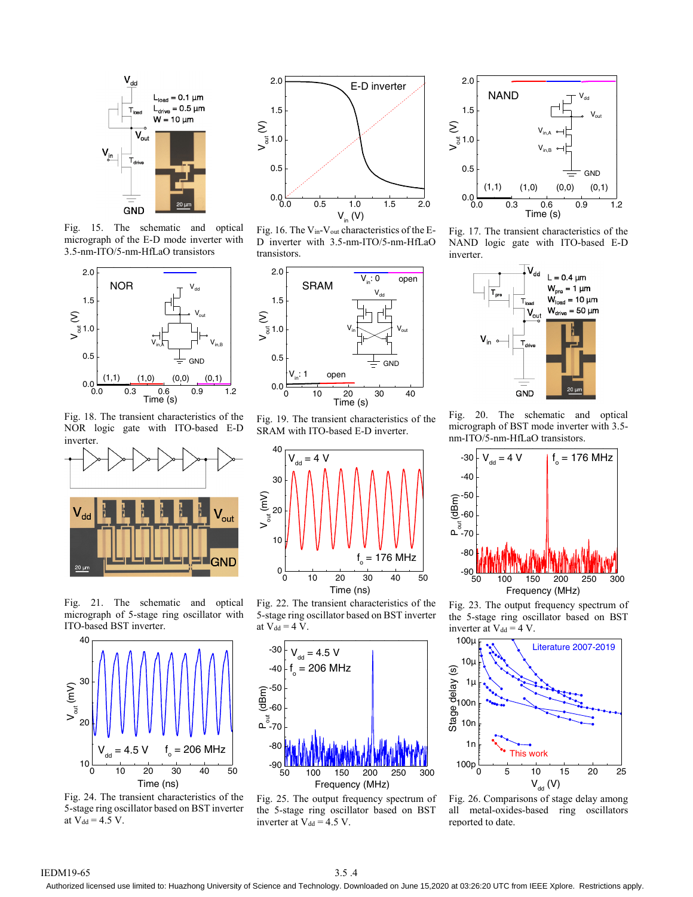$V_{dd}$

$T_{load}$

$L_{load}$ = 0.1 µm

$L_{drive}$ = 0.5 µm

W = 10 µm

$V_{out}$

$V_{in}$

$T_{drive}$

GND

20 µm

Fig. 15. The schematic and optical micrograph of the E-D mode inverter with 3.5-nm-ITO/5-nm-HfLaO transistors

E-D inverter

$V_{out}$ (V)

$V_{in}$ (V)

0.0 0.5 1.0 1.5 2.0

Fig. 16. The $V_{in}$-$V_{out}$ characteristics of the E-D inverter with 3.5-nm-ITO/5-nm-HfLaO transistors.

NAND

$V_{dd}$

$V_{out}$

$V_{in,A}$

$V_{in,B}$

GND

(1,1) (1,0) (0,0) (0,1)

$V_{out}$ (V)

Time (s)

0.0 0.3 0.6 0.9 1.2

Fig. 17. The transient characteristics of the NAND logic gate with ITO-based E-D inverter.

NOR

$V_{dd}$

$V_{out}$

$V_{in,A}$

$V_{in,B}$

GND

(1,1) (1,0) (0,0) (0,1)

$V_{out}$ (V)

Time (s)

0.0 0.3 0.6 0.9 1.2

Fig. 18. The transient characteristics of the NOR logic gate with ITO-based E-D inverter.

SRAM

$V_{in}$: 0 open

$V_{in}$: 1 open

$V_{dd}$

$V_{in}$

$V_{out}$

GND

$V_{out}$ (V)

Time (s)

0 10 20 30 40

Fig. 19. The transient characteristics of the SRAM with ITO-based E-D inverter.

$V_{dd}$

$T_{pre}$

$T_{load}$

$V_{out}$

$V_{in}$

$T_{drive}$

GND

L = 0.4 µm

$W_{pre}$ = 1 µm

$W_{load}$ = 10 µm

$W_{drive}$ = 50 µm

20 µm

Fig. 20. The schematic and optical micrograph of BST mode inverter with 3.5-nm-ITO/5-nm-HfLaO transistors.

$V_{dd}$

$V_{out}$

GND

20 µm

Fig. 21. The schematic and optical micrograph of 5-stage ring oscillator with ITO-based BST inverter.

$V_{dd}$ = 4 V

$f_o$ = 176 MHz

$V_{out}$ (mV)

Time (ns)

0 10 20 30 40 50

Fig. 22. The transient characteristics of the 5-stage ring oscillator based on BST inverter at $V_{dd}$ = 4 V.

$V_{dd}$ = 4 V

$f_o$ = 176 MHz

$P_{out}$ (dBm)

Frequency (MHz)

50 100 150 200 250 300

Fig. 23. The output frequency spectrum of the 5-stage ring oscillator based on BST inverter at $V_{dd}$ = 4 V.

$V_{out}$ (mV)

$V_{dd}$ = 4.5 V

$f_o$ = 206 MHz

Time (ns)

0 10 20 30 40 50

Fig. 24. The transient characteristics of the 5-stage ring oscillator based on BST inverter at $V_{dd}$ = 4.5 V.

$V_{dd}$ = 4.5 V

$f_o$ = 206 MHz

$P_{out}$ (dBm)

Frequency (MHz)

50 100 150 200 250 300

Fig. 25. The output frequency spectrum of the 5-stage ring oscillator based on BST inverter at $V_{dd}$ = 4.5 V.

Literature 2007-2019

This work

Stage delay (s)

$V_{dd}$ (V)

0 5 10 15 20 25

Fig. 26. Comparisons of stage delay among all metal-oxides-based ring oscillators reported to date.